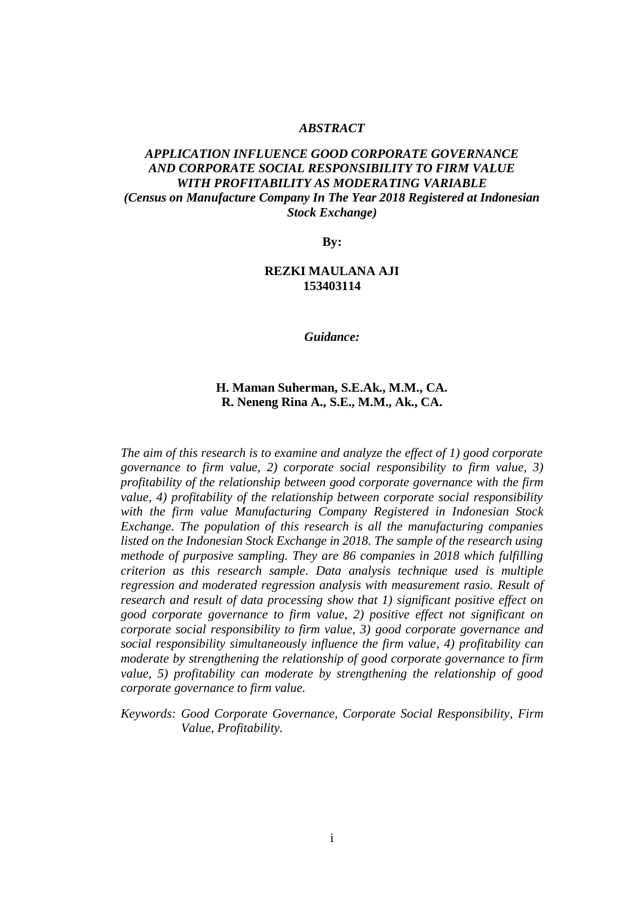# *ABSTRACT*

## *APPLICATION INFLUENCE GOOD CORPORATE GOVERNANCE AND CORPORATE SOCIAL RESPONSIBILITY TO FIRM VALUE WITH PROFITABILITY AS MODERATING VARIABLE*
### *(Census on Manufacture Company In The Year 2018 Registered at Indonesian Stock Exchange)*

**By:**

**REZKI MAULANA AJI**
**153403114**

***Guidance:***

**H. Maman Suherman, S.E.Ak., M.M., CA.**
**R. Neneng Rina A., S.E., M.M., Ak., CA.**

*The aim of this research is to examine and analyze the effect of 1) good corporate governance to firm value, 2) corporate social responsibility to firm value, 3) profitability of the relationship between good corporate governance with the firm value, 4) profitability of the relationship between corporate social responsibility with the firm value Manufacturing Company Registered in Indonesian Stock Exchange. The population of this research is all the manufacturing companies listed on the Indonesian Stock Exchange in 2018. The sample of the research using methode of purposive sampling. They are 86 companies in 2018 which fulfilling criterion as this research sample. Data analysis technique used is multiple regression and moderated regression analysis with measurement rasio. Result of research and result of data processing show that 1) significant positive effect on good corporate governance to firm value, 2) positive effect not significant on corporate social responsibility to firm value, 3) good corporate governance and social responsibility simultaneously influence the firm value, 4) profitability can moderate by strengthening the relationship of good corporate governance to firm value, 5) profitability can moderate by strengthening the relationship of good corporate governance to firm value.*

*Keywords: Good Corporate Governance, Corporate Social Responsibility, Firm Value, Profitability.*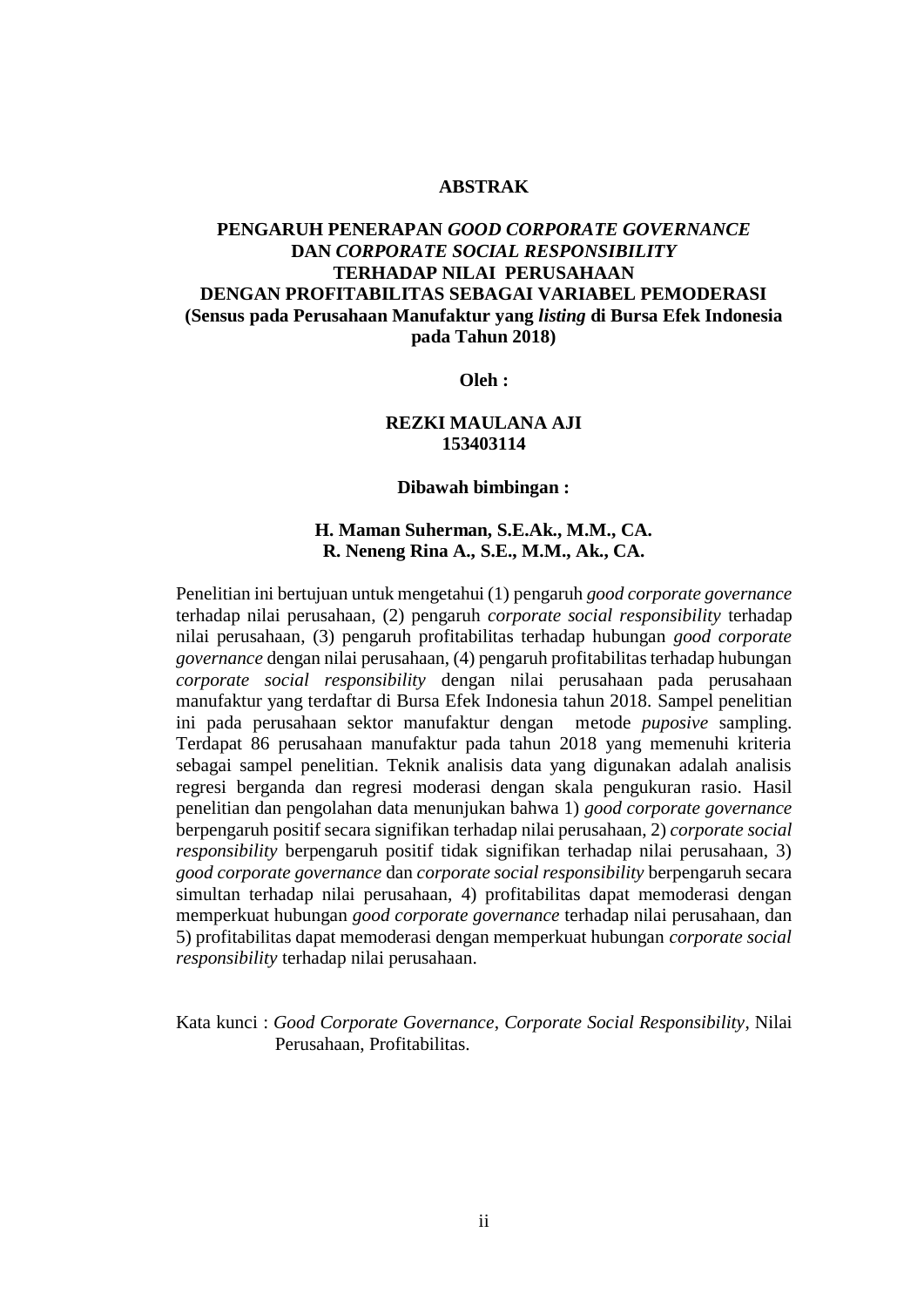# ABSTRAK

## PENGARUH PENERAPAN *GOOD CORPORATE GOVERNANCE* DAN *CORPORATE SOCIAL RESPONSIBILITY* TERHADAP NILAI PERUSAHAAN DENGAN PROFITABILITAS SEBAGAI VARIABEL PEMODERASI

**(Sensus pada Perusahaan Manufaktur yang *listing* di Bursa Efek Indonesia pada Tahun 2018)**

**Oleh :**

**REZKI MAULANA AJI**
**153403114**

**Dibawah bimbingan :**

**H. Maman Suherman, S.E.Ak., M.M., CA.**
**R. Neneng Rina A., S.E., M.M., Ak., CA.**

Penelitian ini bertujuan untuk mengetahui (1) pengaruh *good corporate governance* terhadap nilai perusahaan, (2) pengaruh *corporate social responsibility* terhadap nilai perusahaan, (3) pengaruh profitabilitas terhadap hubungan *good corporate governance* dengan nilai perusahaan, (4) pengaruh profitabilitas terhadap hubungan *corporate social responsibility* dengan nilai perusahaan pada perusahaan manufaktur yang terdaftar di Bursa Efek Indonesia tahun 2018. Sampel penelitian ini pada perusahaan sektor manufaktur dengan metode *puposive* sampling. Terdapat 86 perusahaan manufaktur pada tahun 2018 yang memenuhi kriteria sebagai sampel penelitian. Teknik analisis data yang digunakan adalah analisis regresi berganda dan regresi moderasi dengan skala pengukuran rasio. Hasil penelitian dan pengolahan data menunjukan bahwa 1) *good corporate governance* berpengaruh positif secara signifikan terhadap nilai perusahaan, 2) *corporate social responsibility* berpengaruh positif tidak signifikan terhadap nilai perusahaan, 3) *good corporate governance* dan *corporate social responsibility* berpengaruh secara simultan terhadap nilai perusahaan, 4) profitabilitas dapat memoderasi dengan memperkuat hubungan *good corporate governance* terhadap nilai perusahaan, dan 5) profitabilitas dapat memoderasi dengan memperkuat hubungan *corporate social responsibility* terhadap nilai perusahaan.

Kata kunci : *Good Corporate Governance*, *Corporate Social Responsibility*, Nilai Perusahaan, Profitabilitas.